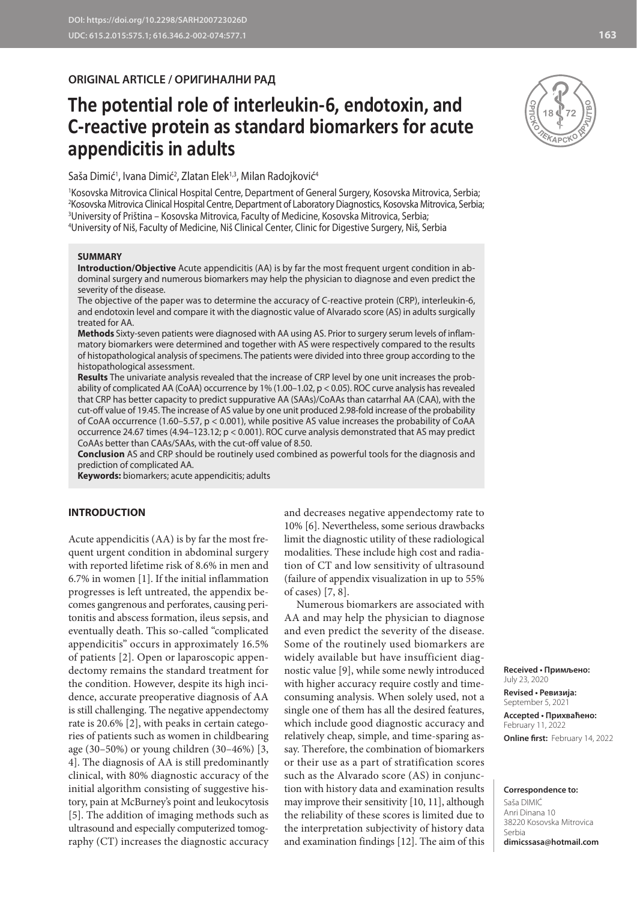DOI: https://doi.org/10.2298/SARH200723026D
UDC: 615.2.015:575.1; 616.346.2-002-074:577.1

**ORIGINAL ARTICLE / ОРИГИНАЛНИ РАД**

# The potential role of interleukin-6, endotoxin, and C-reactive protein as standard biomarkers for acute appendicitis in adults

Saša Dimić[1], Ivana Dimić[2], Zlatan Elek[1,3], Milan Radojković[4]

[1]Kosovska Mitrovica Clinical Hospital Centre, Department of General Surgery, Kosovska Mitrovica, Serbia;
[2]Kosovska Mitrovica Clinical Hospital Centre, Department of Laboratory Diagnostics, Kosovska Mitrovica, Serbia;
[3]University of Priština – Kosovska Mitrovica, Faculty of Medicine, Kosovska Mitrovica, Serbia;
[4]University of Niš, Faculty of Medicine, Niš Clinical Center, Clinic for Digestive Surgery, Niš, Serbia

**SUMMARY**

**Introduction/Objective** Acute appendicitis (AA) is by far the most frequent urgent condition in abdominal surgery and numerous biomarkers may help the physician to diagnose and even predict the severity of the disease.

The objective of the paper was to determine the accuracy of C-reactive protein (CRP), interleukin-6, and endotoxin level and compare it with the diagnostic value of Alvarado score (AS) in adults surgically treated for AA.

**Methods** Sixty-seven patients were diagnosed with AA using AS. Prior to surgery serum levels of inflammatory biomarkers were determined and together with AS were respectively compared to the results of histopathological analysis of specimens. The patients were divided into three group according to the histopathological assessment.

**Results** The univariate analysis revealed that the increase of CRP level by one unit increases the probability of complicated AA (CoAA) occurrence by 1% (1.00–1.02, $p < 0.05$). ROC curve analysis has revealed that CRP has better capacity to predict suppurative AA (SAAs)/CoAAs than catarrhal AA (CAA), with the cut-off value of 19.45. The increase of AS value by one unit produced 2.98-fold increase of the probability of CoAA occurrence (1.60–5.57, $p < 0.001$), while positive AS value increases the probability of CoAA occurrence 24.67 times (4.94–123.12; $p < 0.001$). ROC curve analysis demonstrated that AS may predict CoAAs better than CAAs/SAAs, with the cut-off value of 8.50.

**Conclusion** AS and CRP should be routinely used combined as powerful tools for the diagnosis and prediction of complicated AA.

**Keywords:** biomarkers; acute appendicitis; adults

## INTRODUCTION

Acute appendicitis (AA) is by far the most frequent urgent condition in abdominal surgery with reported lifetime risk of 8.6% in men and 6.7% in women [1]. If the initial inflammation progresses is left untreated, the appendix becomes gangrenous and perforates, causing peritonitis and abscess formation, ileus sepsis, and eventually death. This so-called "complicated appendicitis" occurs in approximately 16.5% of patients [2]. Open or laparoscopic appendectomy remains the standard treatment for the condition. However, despite its high incidence, accurate preoperative diagnosis of AA is still challenging. The negative appendectomy rate is 20.6% [2], with peaks in certain categories of patients such as women in childbearing age (30–50%) or young children (30–46%) [3, 4]. The diagnosis of AA is still predominantly clinical, with 80% diagnostic accuracy of the initial algorithm consisting of suggestive history, pain at McBurney's point and leukocytosis [5]. The addition of imaging methods such as ultrasound and especially computerized tomography (CT) increases the diagnostic accuracy and decreases negative appendectomy rate to 10% [6]. Nevertheless, some serious drawbacks limit the diagnostic utility of these radiological modalities. These include high cost and radiation of CT and low sensitivity of ultrasound (failure of appendix visualization in up to 55% of cases) [7, 8].

Numerous biomarkers are associated with AA and may help the physician to diagnose and even predict the severity of the disease. Some of the routinely used biomarkers are widely available but have insufficient diagnostic value [9], while some newly introduced with higher accuracy require costly and time-consuming analysis. When solely used, not a single one of them has all the desired features, which include good diagnostic accuracy and relatively cheap, simple, and time-sparing assay. Therefore, the combination of biomarkers or their use as a part of stratification scores such as the Alvarado score (AS) in conjunction with history data and examination results may improve their sensitivity [10, 11], although the reliability of these scores is limited due to the interpretation subjectivity of history data and examination findings [12]. The aim of this

**Received • Примљено:** July 23, 2020
**Revised • Ревизија:** September 5, 2021
**Accepted • Прихваћено:** February 11, 2022
**Online first:** February 14, 2022

**Correspondence to:**
Saša DIMIĆ
Anri Dinana 10
38220 Kosovska Mitrovica
Serbia
**dimicssasa@hotmail.com**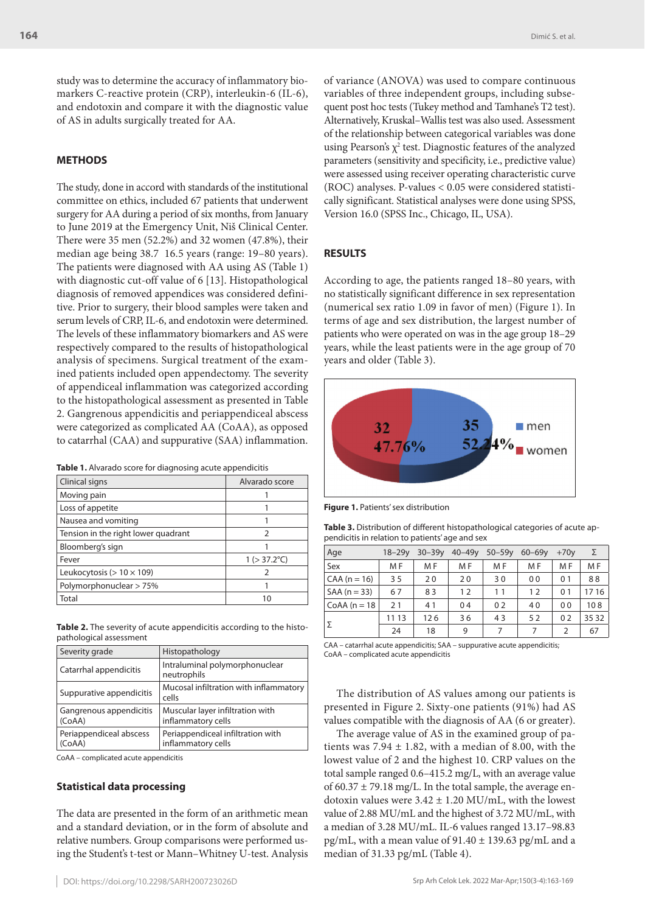study was to determine the accuracy of inflammatory biomarkers C-reactive protein (CRP), interleukin-6 (IL-6), and endotoxin and compare it with the diagnostic value of AS in adults surgically treated for AA.

## METHODS

The study, done in accord with standards of the institutional committee on ethics, included 67 patients that underwent surgery for AA during a period of six months, from January to June 2019 at the Emergency Unit, Niš Clinical Center. There were 35 men (52.2%) and 32 women (47.8%), their median age being 38.7  16.5 years (range: 19–80 years). The patients were diagnosed with AA using AS (Table 1) with diagnostic cut-off value of 6 [13]. Histopathological diagnosis of removed appendices was considered definitive. Prior to surgery, their blood samples were taken and serum levels of CRP, IL-6, and endotoxin were determined. The levels of these inflammatory biomarkers and AS were respectively compared to the results of histopathological analysis of specimens. Surgical treatment of the examined patients included open appendectomy. The severity of appendiceal inflammation was categorized according to the histopathological assessment as presented in Table 2. Gangrenous appendicitis and periappendiceal abscess were categorized as complicated AA (CoAA), as opposed to catarrhal (CAA) and suppurative (SAA) inflammation.

**Table 1.** Alvarado score for diagnosing acute appendicitis

| Clinical signs | Alvarado score |
|---|---|
| Moving pain | 1 |
| Loss of appetite | 1 |
| Nausea and vomiting | 1 |
| Tension in the right lower quadrant | 2 |
| Bloomberg's sign | 1 |
| Fever | 1 (> 37.2°C) |
| Leukocytosis (> 10 × 109) | 2 |
| Polymorphonuclear > 75% | 1 |
| Total | 10 |

**Table 2.** The severity of acute appendicitis according to the histopathological assessment

| Severity grade | Histopathology |
|---|---|
| Catarrhal appendicitis | Intraluminal polymorphonuclear neutrophils |
| Suppurative appendicitis | Mucosal infiltration with inflammatory cells |
| Gangrenous appendicitis (CoAA) | Muscular layer infiltration with inflammatory cells |
| Periappendiceal abscess (CoAA) | Periappendiceal infiltration with inflammatory cells |

CoAA – complicated acute appendicitis

### Statistical data processing

The data are presented in the form of an arithmetic mean and a standard deviation, or in the form of absolute and relative numbers. Group comparisons were performed using the Student's t-test or Mann–Whitney U-test. Analysis of variance (ANOVA) was used to compare continuous variables of three independent groups, including subsequent post hoc tests (Tukey method and Tamhane's T2 test). Alternatively, Kruskal–Wallis test was also used. Assessment of the relationship between categorical variables was done using Pearson's $\chi^2$ test. Diagnostic features of the analyzed parameters (sensitivity and specificity, i.e., predictive value) were assessed using receiver operating characteristic curve (ROC) analyses. P-values < 0.05 were considered statistically significant. Statistical analyses were done using SPSS, Version 16.0 (SPSS Inc., Chicago, IL, USA).

## RESULTS

According to age, the patients ranged 18–80 years, with no statistically significant difference in sex representation (numerical sex ratio 1.09 in favor of men) (Figure 1). In terms of age and sex distribution, the largest number of patients who were operated on was in the age group 18–29 years, while the least patients were in the age group of 70 years and older (Table 3).

**Figure 1.** Patients' sex distribution

**Table 3.** Distribution of different histopathological categories of acute appendicitis in relation to patients' age and sex

| Age | 18–29y | 30–39y | 40–49y | 50–59y | 60–69y | +70y | Σ |
|---|---|---|---|---|---|---|---|
| Sex | M F | M F | M F | M F | M F | M F | M F |
| CAA (n = 16) | 3 5 | 2 0 | 2 0 | 3 0 | 0 0 | 0 1 | 8 8 |
| SAA (n = 33) | 6 7 | 8 3 | 1 2 | 1 1 | 1 2 | 0 1 | 17 16 |
| CoAA (n = 18 | 2 1 | 4 1 | 0 4 | 0 2 | 4 0 | 0 0 | 10 8 |
| Σ | 11 13 | 12 6 | 3 6 | 4 3 | 5 2 | 0 2 | 35 32 |
| | 24 | 18 | 9 | 7 | 7 | 2 | 67 |

CAA – catarrhal acute appendicitis; SAA – suppurative acute appendicitis; CoAA – complicated acute appendicitis

The distribution of AS values among our patients is presented in Figure 2. Sixty-one patients (91%) had AS values compatible with the diagnosis of AA (6 or greater).

The average value of AS in the examined group of patients was 7.94 ± 1.82, with a median of 8.00, with the lowest value of 2 and the highest 10. CRP values on the total sample ranged 0.6–415.2 mg/L, with an average value of 60.37 ± 79.18 mg/L. In the total sample, the average endotoxin values were 3.42 ± 1.20 MU/mL, with the lowest value of 2.88 MU/mL and the highest of 3.72 MU/mL, with a median of 3.28 MU/mL. IL-6 values ranged 13.17–98.83 pg/mL, with a mean value of 91.40 ± 139.63 pg/mL and a median of 31.33 pg/mL (Table 4).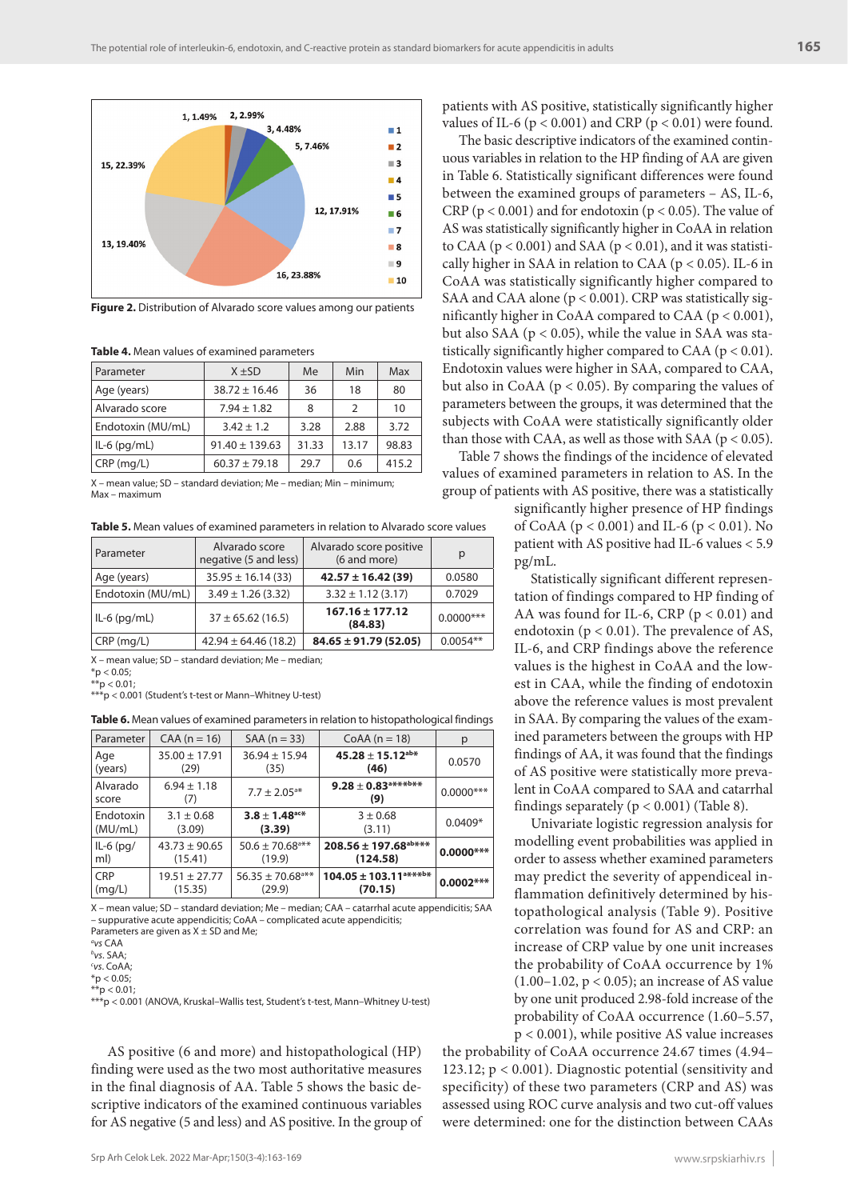Figure 2. Distribution of Alvarado score values among our patients

Table 4. Mean values of examined parameters

| Parameter | X ±SD | Me | Min | Max |
|---|---|---|---|---|
| Age (years) | 38.72 ± 16.46 | 36 | 18 | 80 |
| Alvarado score | 7.94 ± 1.82 | 8 | 2 | 10 |
| Endotoxin (MU/mL) | 3.42 ± 1.2 | 3.28 | 2.88 | 3.72 |
| IL-6 (pg/mL) | 91.40 ± 139.63 | 31.33 | 13.17 | 98.83 |
| CRP (mg/L) | 60.37 ± 79.18 | 29.7 | 0.6 | 415.2 |

X – mean value; SD – standard deviation; Me – median; Min – minimum; Max – maximum

Table 5. Mean values of examined parameters in relation to Alvarado score values

| Parameter | Alvarado score negative (5 and less) | Alvarado score positive (6 and more) | p |
|---|---|---|---|
| Age (years) | 35.95 ± 16.14 (33) | **42.57 ± 16.42 (39)** | 0.0580 |
| Endotoxin (MU/mL) | 3.49 ± 1.26 (3.32) | 3.32 ± 1.12 (3.17) | 0.7029 |
| IL-6 (pg/mL) | 37 ± 65.62 (16.5) | **167.16 ± 177.12 (84.83)** | 0.0000*** |
| CRP (mg/L) | 42.94 ± 64.46 (18.2) | **84.65 ± 91.79 (52.05)** | 0.0054** |

X – mean value; SD – standard deviation; Me – median;
*p < 0.05;
**p < 0.01;
***p < 0.001 (Student's t-test or Mann–Whitney U-test)

Table 6. Mean values of examined parameters in relation to histopathological findings

| Parameter | CAA (n = 16) | SAA (n = 33) | CoAA (n = 18) | p |
|---|---|---|---|---|
| Age (years) | 35.00 ± 17.91 (29) | 36.94 ± 15.94 (35) | **45.28 ± 15.12[ab*] (46)** | 0.0570 |
| Alvarado score | 6.94 ± 1.18 (7) | 7.7 ± 2.05[a*] | **9.28 ± 0.83[a***b***] (9)** | 0.0000*** |
| Endotoxin (MU/mL) | 3.1 ± 0.68 (3.09) | **3.8 ± 1.48[ac*] (3.39)** | 3 ± 0.68 (3.11) | 0.0409* |
| IL-6 (pg/ml) | 43.73 ± 90.65 (15.41) | 50.6 ± 70.68[a**] (19.9) | **208.56 ± 197.68[ab***] (124.58)** | **0.0000*** ** |
| CRP (mg/L) | 19.51 ± 27.77 (15.35) | 56.35 ± 70.68[a**] (29.9) | **104.05 ± 103.11[a***b*] (70.15)** | **0.0002*** ** |

X – mean value; SD – standard deviation; Me – median; CAA – catarrhal acute appendicitis; SAA – suppurative acute appendicitis; CoAA – complicated acute appendicitis;
Parameters are given as X ± SD and Me;
[a]vs CAA
[b]vs. SAA;
[c]vs. CoAA;
*p < 0.05;
**p < 0.01;
***p < 0.001 (ANOVA, Kruskal–Wallis test, Student's t-test, Mann–Whitney U-test)

AS positive (6 and more) and histopathological (HP) finding were used as the two most authoritative measures in the final diagnosis of AA. Table 5 shows the basic descriptive indicators of the examined continuous variables for AS negative (5 and less) and AS positive. In the group of patients with AS positive, statistically significantly higher values of IL-6 ($p < 0.001$) and CRP ($p < 0.01$) were found.

The basic descriptive indicators of the examined continuous variables in relation to the HP finding of AA are given in Table 6. Statistically significant differences were found between the examined groups of parameters – AS, IL-6, CRP ($p < 0.001$) and for endotoxin ($p < 0.05$). The value of AS was statistically significantly higher in CoAA in relation to CAA ($p < 0.001$) and SAA ($p < 0.01$), and it was statistically higher in SAA in relation to CAA ($p < 0.05$). IL-6 in CoAA was statistically significantly higher compared to SAA and CAA alone ($p < 0.001$). CRP was statistically significantly higher in CoAA compared to CAA ($p < 0.001$), but also SAA ($p < 0.05$), while the value in SAA was statistically significantly higher compared to CAA ($p < 0.01$). Endotoxin values were higher in SAA, compared to CAA, but also in CoAA ($p < 0.05$). By comparing the values of parameters between the groups, it was determined that the subjects with CoAA were statistically significantly older than those with CAA, as well as those with SAA ($p < 0.05$).

Table 7 shows the findings of the incidence of elevated values of examined parameters in relation to AS. In the group of patients with AS positive, there was a statistically significantly higher presence of HP findings of CoAA ($p < 0.001$) and IL-6 ($p < 0.01$). No patient with AS positive had IL-6 values < 5.9 pg/mL.

Statistically significant different representation of findings compared to HP finding of AA was found for IL-6, CRP ($p < 0.01$) and endotoxin ($p < 0.01$). The prevalence of AS, IL-6, and CRP findings above the reference values is the highest in CoAA and the lowest in CAA, while the finding of endotoxin above the reference values is most prevalent in SAA. By comparing the values of the examined parameters between the groups with HP findings of AA, it was found that the findings of AS positive were statistically more prevalent in CoAA compared to SAA and catarrhal findings separately ($p < 0.001$) (Table 8).

Univariate logistic regression analysis for modelling event probabilities was applied in order to assess whether examined parameters may predict the severity of appendiceal inflammation definitively determined by histopathological analysis (Table 9). Positive correlation was found for AS and CRP: an increase of CRP value by one unit increases the probability of CoAA occurrence by 1% (1.00–1.02, $p < 0.05$); an increase of AS value by one unit produced 2.98-fold increase of the probability of CoAA occurrence (1.60–5.57, $p < 0.001$), while positive AS value increases the probability of CoAA occurrence 24.67 times (4.94–123.12; $p < 0.001$). Diagnostic potential (sensitivity and specificity) of these two parameters (CRP and AS) was assessed using ROC curve analysis and two cut-off values were determined: one for the distinction between CAAs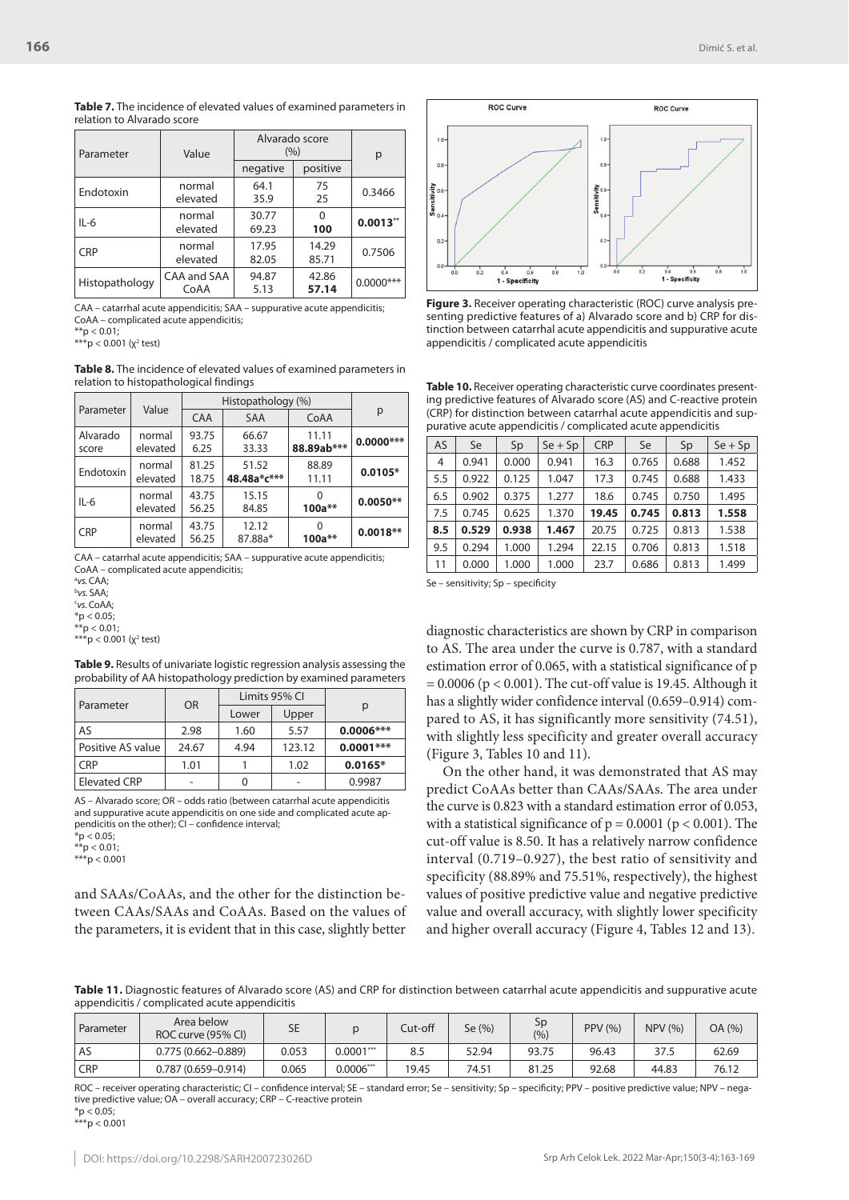**Table 7.** The incidence of elevated values of examined parameters in relation to Alvarado score

| Parameter | Value | Alvarado score (%) | | p |
|---|---|---|---|---|
| | | negative | positive | |
| Endotoxin | normal<br>elevated | 64.1<br>35.9 | 75<br>25 | 0.3466 |
| IL-6 | normal<br>elevated | 30.77<br>69.23 | 0<br>**100** | **0.0013**** |
| CRP | normal<br>elevated | 17.95<br>82.05 | 14.29<br>85.71 | 0.7506 |
| Histopathology | CAA and SAA<br>CoAA | 94.87<br>5.13 | 42.86<br>**57.14** | 0.0000*** |

CAA – catarrhal acute appendicitis; SAA – suppurative acute appendicitis; CoAA – complicated acute appendicitis;
**p < 0.01;
***p < 0.001 ($\chi^2$ test)

**Table 8.** The incidence of elevated values of examined parameters in relation to histopathological findings

| Parameter | Value | Histopathology (%) | | | p |
|---|---|---|---|---|---|
| | | CAA | SAA | CoAA | |
| Alvarado score | normal<br>elevated | 93.75<br>6.25 | 66.67<br>33.33 | 11.11<br>**88.89ab*** ** | **0.0000*** ** |
| Endotoxin | normal<br>elevated | 81.25<br>18.75 | 51.52<br>**48.48a*c*** ** | 88.89<br>11.11 | **0.0105*** |
| IL-6 | normal<br>elevated | 43.75<br>56.25 | 15.15<br>84.85 | 0<br>**100a**** | **0.0050**** |
| CRP | normal<br>elevated | 43.75<br>56.25 | 12.12<br>87.88a* | 0<br>**100a**** | **0.0018**** |

CAA – catarrhal acute appendicitis; SAA – suppurative acute appendicitis; CoAA – complicated acute appendicitis;
[a] vs. CAA;
[b] vs. SAA;
[c] vs. CoAA;
*p < 0.05;
**p < 0.01;
***p < 0.001 ($\chi^2$ test)

**Table 9.** Results of univariate logistic regression analysis assessing the probability of AA histopathology prediction by examined parameters

| Parameter | OR | Limits 95% CI | | p |
|---|---|---|---|---|
| | | Lower | Upper | |
| AS | 2.98 | 1.60 | 5.57 | **0.0006*** ** |
| Positive AS value | 24.67 | 4.94 | 123.12 | **0.0001*** ** |
| CRP | 1.01 | 1 | 1.02 | **0.0165*** |
| Elevated CRP | - | 0 | - | 0.9987 |

AS – Alvarado score; OR – odds ratio (between catarrhal acute appendicitis and suppurative acute appendicitis on one side and complicated acute appendicitis on the other); CI – confidence interval;
*p < 0.05;
**p < 0.01;
***p < 0.001

and SAAs/CoAAs, and the other for the distinction between CAAs/SAAs and CoAAs. Based on the values of the parameters, it is evident that in this case, slightly better diagnostic characteristics are shown by CRP in comparison to AS. The area under the curve is 0.787, with a standard estimation error of 0.065, with a statistical significance of p = 0.0006 (p < 0.001). The cut-off value is 19.45. Although it has a slightly wider confidence interval (0.659–0.914) compared to AS, it has significantly more sensitivity (74.51), with slightly less specificity and greater overall accuracy (Figure 3, Tables 10 and 11).

On the other hand, it was demonstrated that AS may predict CoAAs better than CAAs/SAAs. The area under the curve is 0.823 with a standard estimation error of 0.053, with a statistical significance of p = 0.0001 (p < 0.001). The cut-off value is 8.50. It has a relatively narrow confidence interval (0.719–0.927), the best ratio of sensitivity and specificity (88.89% and 75.51%, respectively), the highest values of positive predictive value and negative predictive value and overall accuracy, with slightly lower specificity and higher overall accuracy (Figure 4, Tables 12 and 13).

**Figure 3.** Receiver operating characteristic (ROC) curve analysis presenting predictive features of a) Alvarado score and b) CRP for distinction between catarrhal acute appendicitis and suppurative acute appendicitis / complicated acute appendicitis

**Table 10.** Receiver operating characteristic curve coordinates presenting predictive features of Alvarado score (AS) and C-reactive protein (CRP) for distinction between catarrhal acute appendicitis and suppurative acute appendicitis / complicated acute appendicitis

| AS | Se | Sp | Se + Sp | CRP | Se | Sp | Se + Sp |
|---|---|---|---|---|---|---|---|
| 4 | 0.941 | 0.000 | 0.941 | 16.3 | 0.765 | 0.688 | 1.452 |
| 5.5 | 0.922 | 0.125 | 1.047 | 17.3 | 0.745 | 0.688 | 1.433 |
| 6.5 | 0.902 | 0.375 | 1.277 | 18.6 | 0.745 | 0.750 | 1.495 |
| 7.5 | 0.745 | 0.625 | 1.370 | **19.45** | **0.745** | **0.813** | **1.558** |
| **8.5** | **0.529** | **0.938** | **1.467** | 20.75 | 0.725 | 0.813 | 1.538 |
| 9.5 | 0.294 | 1.000 | 1.294 | 22.15 | 0.706 | 0.813 | 1.518 |
| 11 | 0.000 | 1.000 | 1.000 | 23.7 | 0.686 | 0.813 | 1.499 |

Se – sensitivity; Sp – specificity

**Table 11.** Diagnostic features of Alvarado score (AS) and CRP for distinction between catarrhal acute appendicitis and suppurative acute appendicitis / complicated acute appendicitis

| Parameter | Area below ROC curve (95% CI) | SE | p | Cut-off | Se (%) | Sp (%) | PPV (%) | NPV (%) | OA (%) |
|---|---|---|---|---|---|---|---|---|---|
| AS | 0.775 (0.662–0.889) | 0.053 | 0.0001*** | 8.5 | 52.94 | 93.75 | 96.43 | 37.5 | 62.69 |
| CRP | 0.787 (0.659–0.914) | 0.065 | 0.0006*** | 19.45 | 74.51 | 81.25 | 92.68 | 44.83 | 76.12 |

ROC – receiver operating characteristic; CI – confidence interval; SE – standard error; Se – sensitivity; Sp – specificity; PPV – positive predictive value; NPV – negative predictive value; OA – overall accuracy; CRP – C-reactive protein
*p < 0.05;
***p < 0.001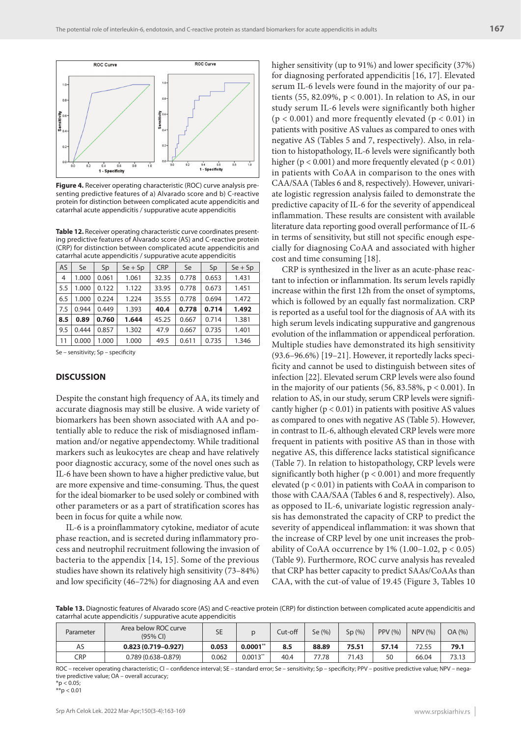**Figure 4.** Receiver operating characteristic (ROC) curve analysis presenting predictive features of a) Alvarado score and b) C-reactive protein for distinction between complicated acute appendicitis and catarrhal acute appendicitis / suppurative acute appendicitis

**Table 12.** Receiver operating characteristic curve coordinates presenting predictive features of Alvarado score (AS) and C-reactive protein (CRP) for distinction between complicated acute appendicitis and catarrhal acute appendicitis / suppurative acute appendicitis

| AS | Se | Sp | Se + Sp | CRP | Se | Sp | Se + Sp |
|---|---|---|---|---|---|---|---|
| 4 | 1.000 | 0.061 | 1.061 | 32.35 | 0.778 | 0.653 | 1.431 |
| 5.5 | 1.000 | 0.122 | 1.122 | 33.95 | 0.778 | 0.673 | 1.451 |
| 6.5 | 1.000 | 0.224 | 1.224 | 35.55 | 0.778 | 0.694 | 1.472 |
| 7.5 | 0.944 | 0.449 | 1.393 | **40.4** | **0.778** | **0.714** | **1.492** |
| **8.5** | **0.89** | **0.760** | **1.644** | 45.25 | 0.667 | 0.714 | 1.381 |
| 9.5 | 0.444 | 0.857 | 1.302 | 47.9 | 0.667 | 0.735 | 1.401 |
| 11 | 0.000 | 1.000 | 1.000 | 49.5 | 0.611 | 0.735 | 1.346 |

Se – sensitivity; Sp – specificity

## DISCUSSION

Despite the constant high frequency of AA, its timely and accurate diagnosis may still be elusive. A wide variety of biomarkers has been shown associated with AA and potentially able to reduce the risk of misdiagnosed inflammation and/or negative appendectomy. While traditional markers such as leukocytes are cheap and have relatively poor diagnostic accuracy, some of the novel ones such as IL-6 have been shown to have a higher predictive value, but are more expensive and time-consuming. Thus, the quest for the ideal biomarker to be used solely or combined with other parameters or as a part of stratification scores has been in focus for quite a while now.

IL-6 is a proinflammatory cytokine, mediator of acute phase reaction, and is secreted during inflammatory process and neutrophil recruitment following the invasion of bacteria to the appendix [14, 15]. Some of the previous studies have shown its relatively high sensitivity (73–84%) and low specificity (46–72%) for diagnosing AA and even higher sensitivity (up to 91%) and lower specificity (37%) for diagnosing perforated appendicitis [16, 17]. Elevated serum IL-6 levels were found in the majority of our patients (55, 82.09%, $p < 0.001$). In relation to AS, in our study serum IL-6 levels were significantly both higher ($p < 0.001$) and more frequently elevated ($p < 0.01$) in patients with positive AS values as compared to ones with negative AS (Tables 5 and 7, respectively). Also, in relation to histopathology, IL-6 levels were significantly both higher ($p < 0.001$) and more frequently elevated ($p < 0.01$) in patients with CoAA in comparison to the ones with CAA/SAA (Tables 6 and 8, respectively). However, univariate logistic regression analysis failed to demonstrate the predictive capacity of IL-6 for the severity of appendiceal inflammation. These results are consistent with available literature data reporting good overall performance of IL-6 in terms of sensitivity, but still not specific enough especially for diagnosing CoAA and associated with higher cost and time consuming [18].

CRP is synthesized in the liver as an acute-phase reactant to infection or inflammation. Its serum levels rapidly increase within the first 12h from the onset of symptoms, which is followed by an equally fast normalization. CRP is reported as a useful tool for the diagnosis of AA with its high serum levels indicating suppurative and gangrenous evolution of the inflammation or appendiceal perforation. Multiple studies have demonstrated its high sensitivity (93.6–96.6%) [19–21]. However, it reportedly lacks specificity and cannot be used to distinguish between sites of infection [22]. Elevated serum CRP levels were also found in the majority of our patients (56, 83.58%, $p < 0.001$). In relation to AS, in our study, serum CRP levels were significantly higher ($p < 0.01$) in patients with positive AS values as compared to ones with negative AS (Table 5). However, in contrast to IL-6, although elevated CRP levels were more frequent in patients with positive AS than in those with negative AS, this difference lacks statistical significance (Table 7). In relation to histopathology, CRP levels were significantly both higher ($p < 0.001$) and more frequently elevated ($p < 0.01$) in patients with CoAA in comparison to those with CAA/SAA (Tables 6 and 8, respectively). Also, as opposed to IL-6, univariate logistic regression analysis has demonstrated the capacity of CRP to predict the severity of appendiceal inflammation: it was shown that the increase of CRP level by one unit increases the probability of CoAA occurrence by 1% (1.00–1.02, $p < 0.05$) (Table 9). Furthermore, ROC curve analysis has revealed that CRP has better capacity to predict SAAs/CoAAs than CAA, with the cut-of value of 19.45 (Figure 3, Tables 10

**Table 13.** Diagnostic features of Alvarado score (AS) and C-reactive protein (CRP) for distinction between complicated acute appendicitis and catarrhal acute appendicitis / suppurative acute appendicitis

| Parameter | Area below ROC curve (95% CI) | SE | p | Cut-off | Se (%) | Sp (%) | PPV (%) | NPV (%) | OA (%) |
|---|---|---|---|---|---|---|---|---|---|
| AS | **0.823 (0.719–0.927)** | **0.053** | **0.0001**** | **8.5** | **88.89** | **75.51** | **57.14** | 72.55 | **79.1** |
| CRP | 0.789 (0.638–0.879) | 0.062 | 0.0013** | 40.4 | 77.78 | 71.43 | 50 | 66.04 | 73.13 |

ROC – receiver operating characteristic; CI – confidence interval; SE – standard error; Se – sensitivity; Sp – specificity; PPV – positive predictive value; NPV – negative predictive value; OA – overall accuracy;
*$p < 0.05$;
**$p < 0.01$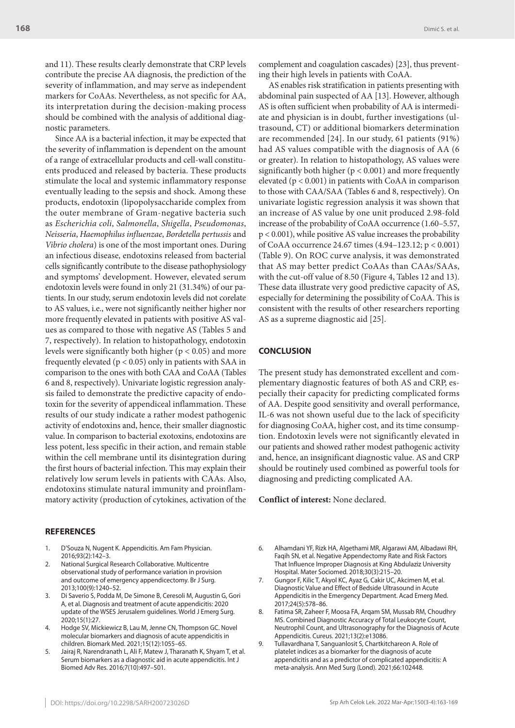and 11). These results clearly demonstrate that CRP levels contribute the precise AA diagnosis, the prediction of the severity of inflammation, and may serve as independent markers for CoAAs. Nevertheless, as not specific for AA, its interpretation during the decision-making process should be combined with the analysis of additional diagnostic parameters.

Since AA is a bacterial infection, it may be expected that the severity of inflammation is dependent on the amount of a range of extracellular products and cell-wall constituents produced and released by bacteria. These products stimulate the local and systemic inflammatory response eventually leading to the sepsis and shock. Among these products, endotoxin (lipopolysaccharide complex from the outer membrane of Gram-negative bacteria such as *Escherichia coli*, *Salmonella*, *Shigella*, *Pseudomonas*, *Neisseria*, *Haemophilus influenzae*, *Bordetella pertussis* and *Vibrio cholera*) is one of the most important ones. During an infectious disease, endotoxins released from bacterial cells significantly contribute to the disease pathophysiology and symptoms' development. However, elevated serum endotoxin levels were found in only 21 (31.34%) of our patients. In our study, serum endotoxin levels did not corelate to AS values, i.e., were not significantly neither higher nor more frequently elevated in patients with positive AS values as compared to those with negative AS (Tables 5 and 7, respectively). In relation to histopathology, endotoxin levels were significantly both higher ($p < 0.05$) and more frequently elevated ($p < 0.05$) only in patients with SAA in comparison to the ones with both CAA and CoAA (Tables 6 and 8, respectively). Univariate logistic regression analysis failed to demonstrate the predictive capacity of endotoxin for the severity of appendiceal inflammation. These results of our study indicate a rather modest pathogenic activity of endotoxins and, hence, their smaller diagnostic value. In comparison to bacterial exotoxins, endotoxins are less potent, less specific in their action, and remain stable within the cell membrane until its disintegration during the first hours of bacterial infection. This may explain their relatively low serum levels in patients with CAAs. Also, endotoxins stimulate natural immunity and proinflammatory activity (production of cytokines, activation of the complement and coagulation cascades) [23], thus preventing their high levels in patients with CoAA.

AS enables risk stratification in patients presenting with abdominal pain suspected of AA [13]. However, although AS is often sufficient when probability of AA is intermediate and physician is in doubt, further investigations (ultrasound, CT) or additional biomarkers determination are recommended [24]. In our study, 61 patients (91%) had AS values compatible with the diagnosis of AA (6 or greater). In relation to histopathology, AS values were significantly both higher ($p < 0.001$) and more frequently elevated ($p < 0.001$) in patients with CoAA in comparison to those with CAA/SAA (Tables 6 and 8, respectively). On univariate logistic regression analysis it was shown that an increase of AS value by one unit produced 2.98-fold increase of the probability of CoAA occurrence (1.60–5.57, $p < 0.001$), while positive AS value increases the probability of CoAA occurrence 24.67 times (4.94–123.12; $p < 0.001$) (Table 9). On ROC curve analysis, it was demonstrated that AS may better predict CoAAs than CAAs/SAAs, with the cut-off value of 8.50 (Figure 4, Tables 12 and 13). These data illustrate very good predictive capacity of AS, especially for determining the possibility of CoAA. This is consistent with the results of other researchers reporting AS as a supreme diagnostic aid [25].

## CONCLUSION

The present study has demonstrated excellent and complementary diagnostic features of both AS and CRP, especially their capacity for predicting complicated forms of AA. Despite good sensitivity and overall performance, IL-6 was not shown useful due to the lack of specificity for diagnosing CoAA, higher cost, and its time consumption. Endotoxin levels were not significantly elevated in our patients and showed rather modest pathogenic activity and, hence, an insignificant diagnostic value. AS and CRP should be routinely used combined as powerful tools for diagnosing and predicting complicated AA.

**Conflict of interest:** None declared.

## REFERENCES

1. D'Souza N, Nugent K. Appendicitis. Am Fam Physician. 2016;93(2):142–3.
2. National Surgical Research Collaborative. Multicentre observational study of performance variation in provision and outcome of emergency appendicectomy. Br J Surg. 2013;100(9):1240–52.
3. Di Saverio S, Podda M, De Simone B, Ceresoli M, Augustin G, Gori A, et al. Diagnosis and treatment of acute appendicitis: 2020 update of the WSES Jerusalem guidelines. World J Emerg Surg. 2020;15(1):27.
4. Hodge SV, Mickiewicz B, Lau M, Jenne CN, Thompson GC. Novel molecular biomarkers and diagnosis of acute appendicitis in children. Biomark Med. 2021;15(12):1055–65.
5. Jairaj R, Narendranath L, Ali F, Matew J, Tharanath K, Shyam T, et al. Serum biomarkers as a diagnostic aid in acute appendicitis. Int J Biomed Adv Res. 2016;7(10):497–501.
6. Alhamdani YF, Rizk HA, Algethami MR, Algarawi AM, Albadawi RH, Faqih SN, et al. Negative Appendectomy Rate and Risk Factors That Influence Improper Diagnosis at King Abdulaziz University Hospital. Mater Sociomed. 2018;30(3):215–20.
7. Gungor F, Kilic T, Akyol KC, Ayaz G, Cakir UC, Akcimen M, et al. Diagnostic Value and Effect of Bedside Ultrasound in Acute Appendicitis in the Emergency Department. Acad Emerg Med. 2017;24(5):578–86.
8. Fatima SR, Zaheer F, Moosa FA, Arqam SM, Mussab RM, Choudhry MS. Combined Diagnostic Accuracy of Total Leukocyte Count, Neutrophil Count, and Ultrasonography for the Diagnosis of Acute Appendicitis. Cureus. 2021;13(2):e13086.
9. Tullavardhana T, Sanguanlosit S, Chartkitchareon A. Role of platelet indices as a biomarker for the diagnosis of acute appendicitis and as a predictor of complicated appendicitis: A meta-analysis. Ann Med Surg (Lond). 2021;66:102448.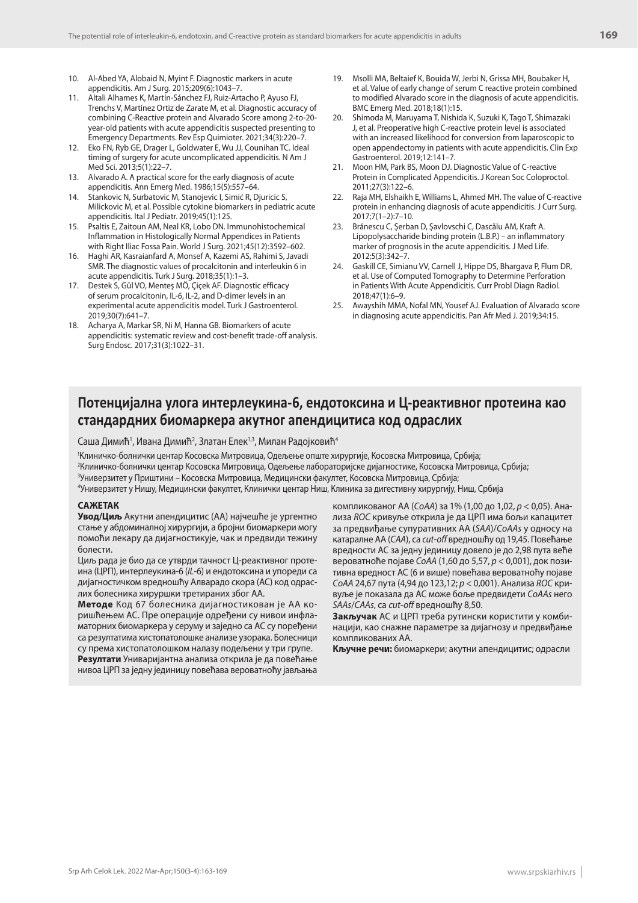10. Al-Abed YA, Alobaid N, Myint F. Diagnostic markers in acute appendicitis. Am J Surg. 2015;209(6):1043–7.
11. Altali Alhames K, Martín-Sánchez FJ, Ruiz-Artacho P, Ayuso FJ, Trenchs V, Martínez Ortiz de Zarate M, et al. Diagnostic accuracy of combining C-Reactive protein and Alvarado Score among 2-to-20-year-old patients with acute appendicitis suspected presenting to Emergency Departments. Rev Esp Quimioter. 2021;34(3):220–7.
12. Eko FN, Ryb GE, Drager L, Goldwater E, Wu JJ, Counihan TC. Ideal timing of surgery for acute uncomplicated appendicitis. N Am J Med Sci. 2013;5(1):22–7.
13. Alvarado A. A practical score for the early diagnosis of acute appendicitis. Ann Emerg Med. 1986;15(5):557–64.
14. Stankovic N, Surbatovic M, Stanojevic I, Simić R, Djuricic S, Milickovic M, et al. Possible cytokine biomarkers in pediatric acute appendicitis. Ital J Pediatr. 2019;45(1):125.
15. Psaltis E, Zaitoun AM, Neal KR, Lobo DN. Immunohistochemical Inflammation in Histologically Normal Appendices in Patients with Right Iliac Fossa Pain. World J Surg. 2021;45(12):3592–602.
16. Haghi AR, Kasraianfard A, Monsef A, Kazemi AS, Rahimi S, Javadi SMR. The diagnostic values of procalcitonin and interleukin 6 in acute appendicitis. Turk J Surg. 2018;35(1):1–3.
17. Destek S, Gül VO, Menteş MÖ, Çiçek AF. Diagnostic efficacy of serum procalcitonin, IL-6, IL-2, and D-dimer levels in an experimental acute appendicitis model. Turk J Gastroenterol. 2019;30(7):641–7.
18. Acharya A, Markar SR, Ni M, Hanna GB. Biomarkers of acute appendicitis: systematic review and cost-benefit trade-off analysis. Surg Endosc. 2017;31(3):1022–31.
19. Msolli MA, Beltaief K, Bouida W, Jerbi N, Grissa MH, Boubaker H, et al. Value of early change of serum C reactive protein combined to modified Alvarado score in the diagnosis of acute appendicitis. BMC Emerg Med. 2018;18(1):15.
20. Shimoda M, Maruyama T, Nishida K, Suzuki K, Tago T, Shimazaki J, et al. Preoperative high C-reactive protein level is associated with an increased likelihood for conversion from laparoscopic to open appendectomy in patients with acute appendicitis. Clin Exp Gastroenterol. 2019;12:141–7.
21. Moon HM, Park BS, Moon DJ. Diagnostic Value of C-reactive Protein in Complicated Appendicitis. J Korean Soc Coloproctol. 2011;27(3):122–6.
22. Raja MH, Elshaikh E, Williams L, Ahmed MH. The value of C-reactive protein in enhancing diagnosis of acute appendicitis. J Curr Surg. 2017;7(1–2):7–10.
23. Brănescu C, Şerban D, Şavlovschi C, Dascălu AM, Kraft A. Lipopolysaccharide binding protein (L.B.P.) – an inflammatory marker of prognosis in the acute appendicitis. J Med Life. 2012;5(3):342–7.
24. Gaskill CE, Simianu VV, Carnell J, Hippe DS, Bhargava P, Flum DR, et al. Use of Computed Tomography to Determine Perforation in Patients With Acute Appendicitis. Curr Probl Diagn Radiol. 2018;47(1):6–9.
25. Awayshih MMA, Nofal MN, Yousef AJ. Evaluation of Alvarado score in diagnosing acute appendicitis. Pan Afr Med J. 2019;34:15.

# Потенцијална улога интерлеукина-6, ендотоксина и Ц-реактивног протеина као стандардних биомаркера акутног апендицитиса код одраслих

Саша Димић[1], Ивана Димић[2], Златан Елек[1,3], Милан Радојковић[4]

[1]Клиничко-болнички центар Косовска Митровица, Одељење опште хирургије, Косовска Митровица, Србија;
[2]Клиничко-болнички центар Косовска Митровица, Одељење лабораторијске дијагностике, Косовска Митровица, Србија;
[3]Универзитет у Приштини – Косовска Митровица, Медицински факултет, Косовска Митровица, Србија;
[4]Универзитет у Нишу, Медицински факултет, Клинички центар Ниш, Клиника за дигестивну хирургију, Ниш, Србија

## САЖЕТАК

**Увод/Циљ** Акутни апендицитис (АА) најчешће је ургентно стање у абдоминалној хирургији, а бројни биомаркери могу помоћи лекару да дијагностикује, чак и предвиди тежину болести.

Циљ рада је био да се утврди тачност Ц-реактивног протеина (ЦРП), интерлеукина-6 (*IL*-6) и ендотоксина и упореди са дијагностичком вредношћу Алварадо скора (АС) код одраслих болесника хируршки третираних због АА.

**Методе** Код 67 болесника дијагностикован је АА коришћењем АС. Пре операције одређени су нивои инфламаторних биомаркера у серуму и заједно са АС су поређени са резултатима хистопатолошке анализе узорака. Болесници су према хистопатолошком налазу подељени у три групе.

**Резултати** Униваријантна анализа открила је да повећање нивоа ЦРП за једну јединицу повећава вероватноћу јављања компликованог АА (*CoAA*) за 1% (1,00 до 1,02, $p < 0,05$). Анализа *ROC* кривуље открила је да ЦРП има бољи капацитет за предвиђање супуративних АА (*SAA*)/*CoAAs* у односу на катаралне АА (*CAA*), са *cut-off* вредношћу од 19,45. Повећање вредности АС за једну јединицу довело је до 2,98 пута веће вероватноће појаве *CoAA* (1,60 до 5,57, $p < 0,001$), док позитивна вредност АС (6 и више) повећава вероватноћу појаве *CoAA* 24,67 пута (4,94 до 123,12; $p < 0,001$). Анализа *ROC* кривуље је показала да АС може боље предвидети *CoAAs* него *SAAs*/*CAAs*, са *cut-off* вредношћу 8,50.

**Закључак** АС и ЦРП треба рутински користити у комбинацији, као снажне параметре за дијагнозу и предвиђање компликованих АА.

**Кључне речи:** биомаркери; акутни апендицитис; одрасли